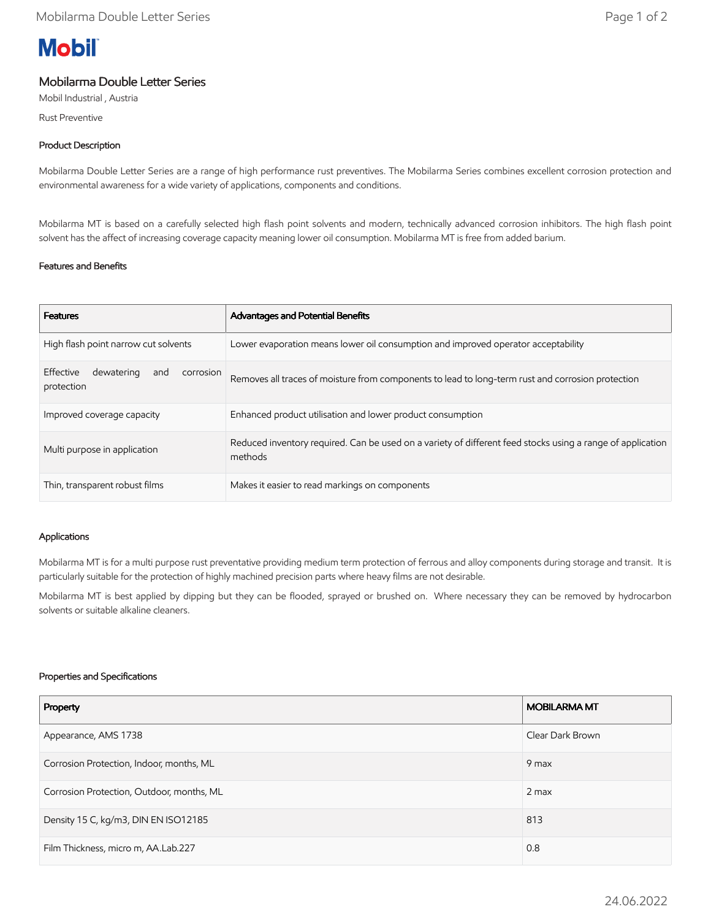# Mobilarma Double Letter Series

Mobil Industrial , Austria

Rust Preventive

## Product Description

Mobilarma Double Letter Series are a range of high performance rust preventives. The Mobilarma Series combines excellent corrosion protection and environmental awareness for a wide variety of applications, components and conditions.

Mobilarma MT is based on a carefully selected high flash point solvents and modern, technically advanced corrosion inhibitors. The high flash point solvent has the affect of increasing coverage capacity meaning lower oil consumption. Mobilarma MT is free from added barium.

## Features and Benefits

| Features | Advantages and Potential Benefits |
|---|---|
| High flash point narrow cut solvents | Lower evaporation means lower oil consumption and improved operator acceptability |
| Effective dewatering and corrosion protection | Removes all traces of moisture from components to lead to long-term rust and corrosion protection |
| Improved coverage capacity | Enhanced product utilisation and lower product consumption |
| Multi purpose in application | Reduced inventory required. Can be used on a variety of different feed stocks using a range of application methods |
| Thin, transparent robust films | Makes it easier to read markings on components |

## Applications

Mobilarma MT is for a multi purpose rust preventative providing medium term protection of ferrous and alloy components during storage and transit. It is particularly suitable for the protection of highly machined precision parts where heavy films are not desirable.

Mobilarma MT is best applied by dipping but they can be flooded, sprayed or brushed on. Where necessary they can be removed by hydrocarbon solvents or suitable alkaline cleaners.

## Properties and Specifications

| Property | MOBILARMA MT |
|---|---|
| Appearance, AMS 1738 | Clear Dark Brown |
| Corrosion Protection, Indoor, months, ML | 9 max |
| Corrosion Protection, Outdoor, months, ML | 2 max |
| Density 15 C, kg/m3, DIN EN ISO12185 | 813 |
| Film Thickness, micro m, AA.Lab.227 | 0.8 |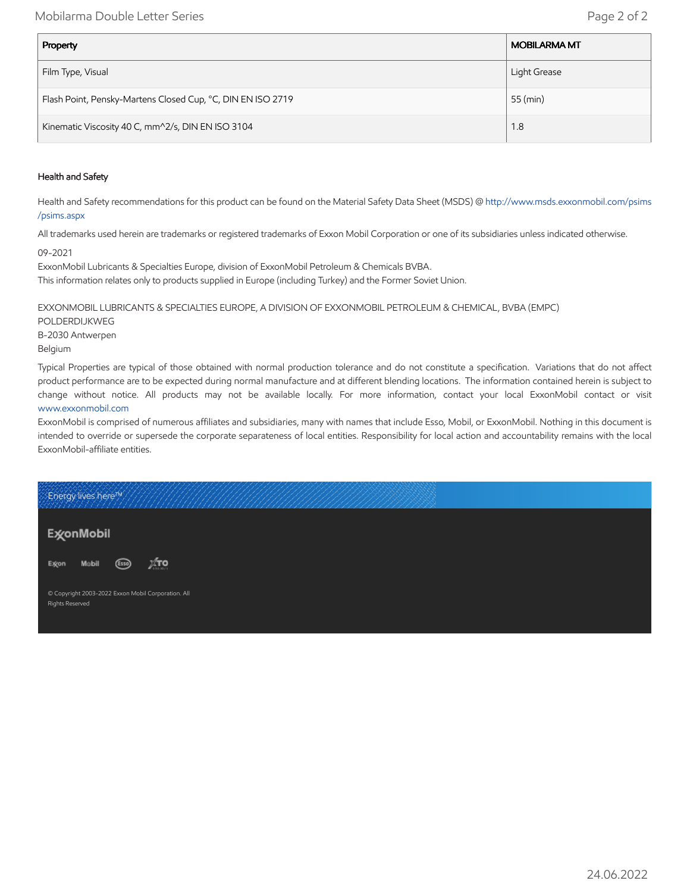| Property | MOBILARMA MT |
|---|---|
| Film Type, Visual | Light Grease |
| Flash Point, Pensky-Martens Closed Cup, °C, DIN EN ISO 2719 | 55 (min) |
| Kinematic Viscosity 40 C, mm^2/s, DIN EN ISO 3104 | 1.8 |

#### Health and Safety

Health and Safety recommendations for this product can be found on the Material Safety Data Sheet (MSDS) @ http://www.msds.exxonmobil.com/psims/psims.aspx

All trademarks used herein are trademarks or registered trademarks of Exxon Mobil Corporation or one of its subsidiaries unless indicated otherwise.

09-2021
ExxonMobil Lubricants & Specialties Europe, division of ExxonMobil Petroleum & Chemicals BVBA.
This information relates only to products supplied in Europe (including Turkey) and the Former Soviet Union.

EXXONMOBIL LUBRICANTS & SPECIALTIES EUROPE, A DIVISION OF EXXONMOBIL PETROLEUM & CHEMICAL, BVBA (EMPC)
POLDERDIJKWEG
B-2030 Antwerpen
Belgium

Typical Properties are typical of those obtained with normal production tolerance and do not constitute a specification. Variations that do not affect product performance are to be expected during normal manufacture and at different blending locations. The information contained herein is subject to change without notice. All products may not be available locally. For more information, contact your local ExxonMobil contact or visit www.exxonmobil.com
ExxonMobil is comprised of numerous affiliates and subsidiaries, many with names that include Esso, Mobil, or ExxonMobil. Nothing in this document is intended to override or supersede the corporate separateness of local entities. Responsibility for local action and accountability remains with the local ExxonMobil-affiliate entities.

Energy lives here™

ExxonMobil

Exxon Mobil Esso XTO

© Copyright 2003-2022 Exxon Mobil Corporation. All Rights Reserved